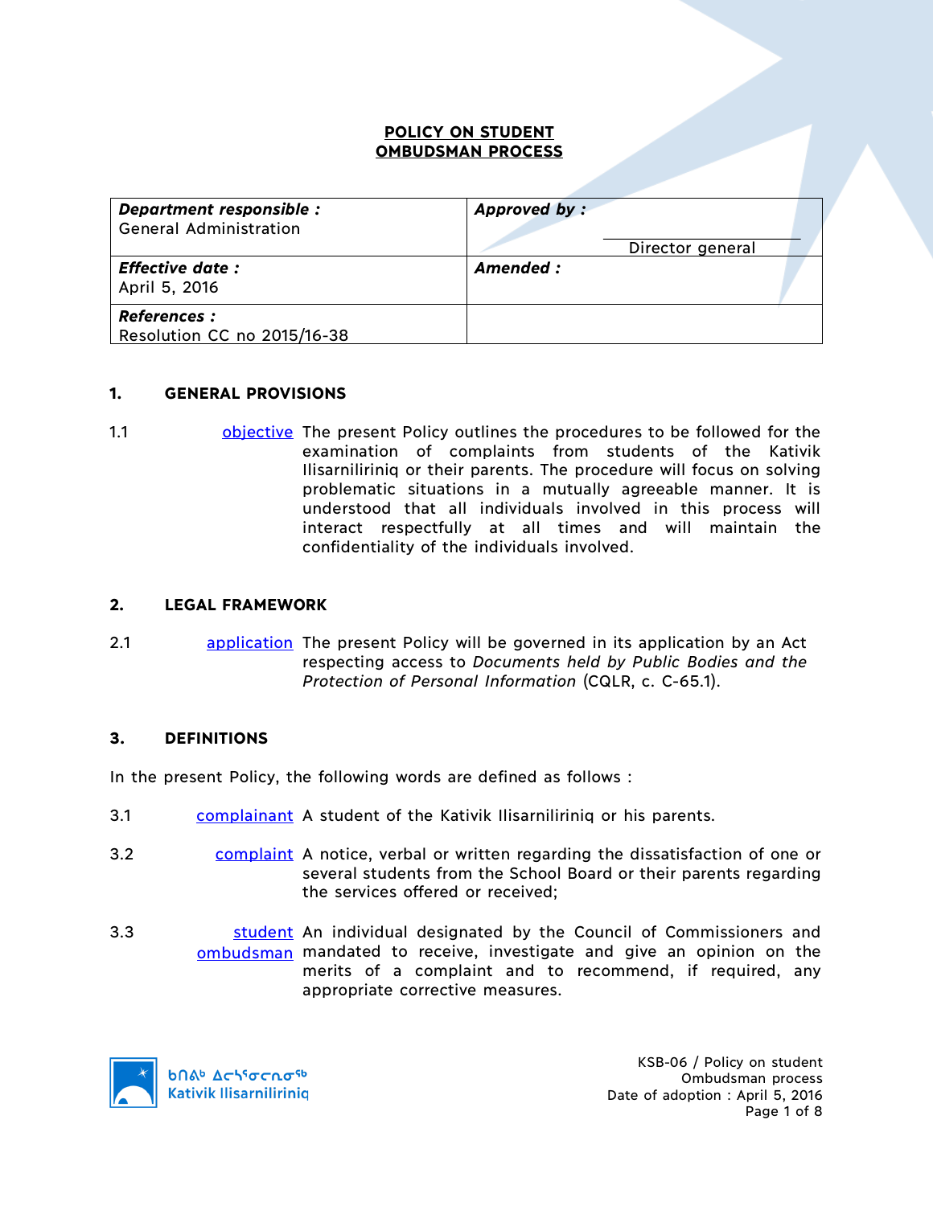# POLICY ON STUDENT OMBUDSMAN PROCESS

| **Department responsible :** General Administration | **Approved by :** Director general |
|---|---|
| **Effective date :** April 5, 2016 | **Amended :** |
| **References :** Resolution CC no 2015/16-38 | |

## 1. GENERAL PROVISIONS

1.1 objective The present Policy outlines the procedures to be followed for the examination of complaints from students of the Kativik Ilisarniliriniq or their parents. The procedure will focus on solving problematic situations in a mutually agreeable manner. It is understood that all individuals involved in this process will interact respectfully at all times and will maintain the confidentiality of the individuals involved.

## 2. LEGAL FRAMEWORK

2.1 application The present Policy will be governed in its application by an Act respecting access to *Documents held by Public Bodies and the Protection of Personal Information* (CQLR, c. C-65.1).

## 3. DEFINITIONS

In the present Policy, the following words are defined as follows :

3.1 complainant A student of the Kativik Ilisarniliriniq or his parents.

3.2 complaint A notice, verbal or written regarding the dissatisfaction of one or several students from the School Board or their parents regarding the services offered or received;

3.3 student ombudsman An individual designated by the Council of Commissioners and mandated to receive, investigate and give an opinion on the merits of a complaint and to recommend, if required, any appropriate corrective measures.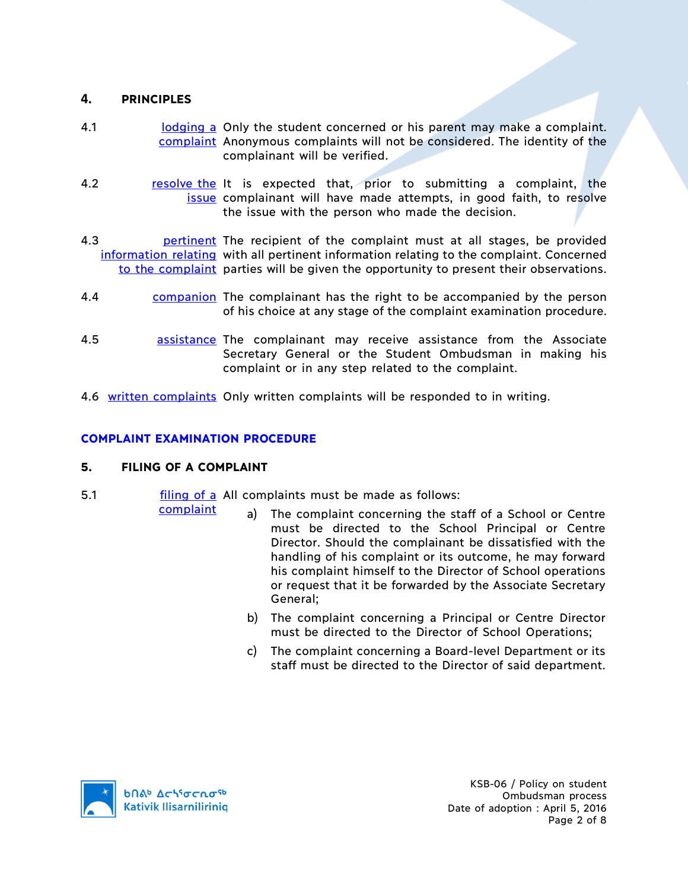## 4. PRINCIPLES

4.1 **lodging a complaint** Only the student concerned or his parent may make a complaint. Anonymous complaints will not be considered. The identity of the complainant will be verified.

4.2 **resolve the issue** It is expected that, prior to submitting a complaint, the complainant will have made attempts, in good faith, to resolve the issue with the person who made the decision.

4.3 **pertinent information relating to the complaint** The recipient of the complaint must at all stages, be provided with all pertinent information relating to the complaint. Concerned parties will be given the opportunity to present their observations.

4.4 **companion** The complainant has the right to be accompanied by the person of his choice at any stage of the complaint examination procedure.

4.5 **assistance** The complainant may receive assistance from the Associate Secretary General or the Student Ombudsman in making his complaint or in any step related to the complaint.

4.6 **written complaints** Only written complaints will be responded to in writing.

## COMPLAINT EXAMINATION PROCEDURE

## 5. FILING OF A COMPLAINT

5.1 **filing of a complaint** All complaints must be made as follows:

a) The complaint concerning the staff of a School or Centre must be directed to the School Principal or Centre Director. Should the complainant be dissatisfied with the handling of his complaint or its outcome, he may forward his complaint himself to the Director of School operations or request that it be forwarded by the Associate Secretary General;

b) The complaint concerning a Principal or Centre Director must be directed to the Director of School Operations;

c) The complaint concerning a Board-level Department or its staff must be directed to the Director of said department.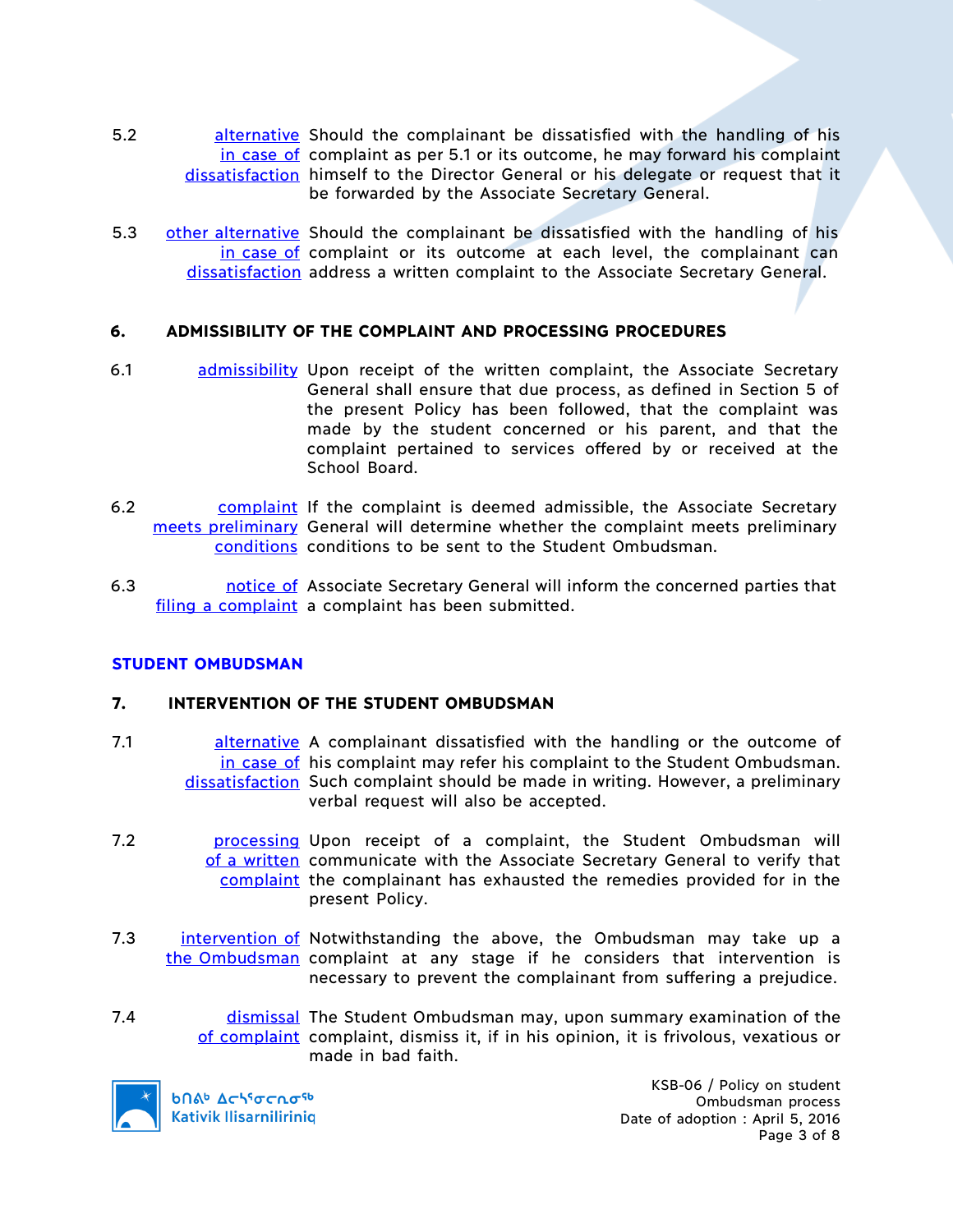5.2 [alternative in case of dissatisfaction] Should the complainant be dissatisfied with the handling of his complaint as per 5.1 or its outcome, he may forward his complaint himself to the Director General or his delegate or request that it be forwarded by the Associate Secretary General.

5.3 [other alternative in case of dissatisfaction] Should the complainant be dissatisfied with the handling of his complaint or its outcome at each level, the complainant can address a written complaint to the Associate Secretary General.

## 6. ADMISSIBILITY OF THE COMPLAINT AND PROCESSING PROCEDURES

6.1 [admissibility] Upon receipt of the written complaint, the Associate Secretary General shall ensure that due process, as defined in Section 5 of the present Policy has been followed, that the complaint was made by the student concerned or his parent, and that the complaint pertained to services offered by or received at the School Board.

6.2 [complaint meets preliminary conditions] If the complaint is deemed admissible, the Associate Secretary General will determine whether the complaint meets preliminary conditions to be sent to the Student Ombudsman.

6.3 [notice of filing a complaint] Associate Secretary General will inform the concerned parties that a complaint has been submitted.

# STUDENT OMBUDSMAN

## 7. INTERVENTION OF THE STUDENT OMBUDSMAN

7.1 [alternative in case of dissatisfaction] A complainant dissatisfied with the handling or the outcome of his complaint may refer his complaint to the Student Ombudsman. Such complaint should be made in writing. However, a preliminary verbal request will also be accepted.

7.2 [processing of a written complaint] Upon receipt of a complaint, the Student Ombudsman will communicate with the Associate Secretary General to verify that the complainant has exhausted the remedies provided for in the present Policy.

7.3 [intervention of the Ombudsman] Notwithstanding the above, the Ombudsman may take up a complaint at any stage if he considers that intervention is necessary to prevent the complainant from suffering a prejudice.

7.4 [dismissal of complaint] The Student Ombudsman may, upon summary examination of the complaint, dismiss it, if in his opinion, it is frivolous, vexatious or made in bad faith.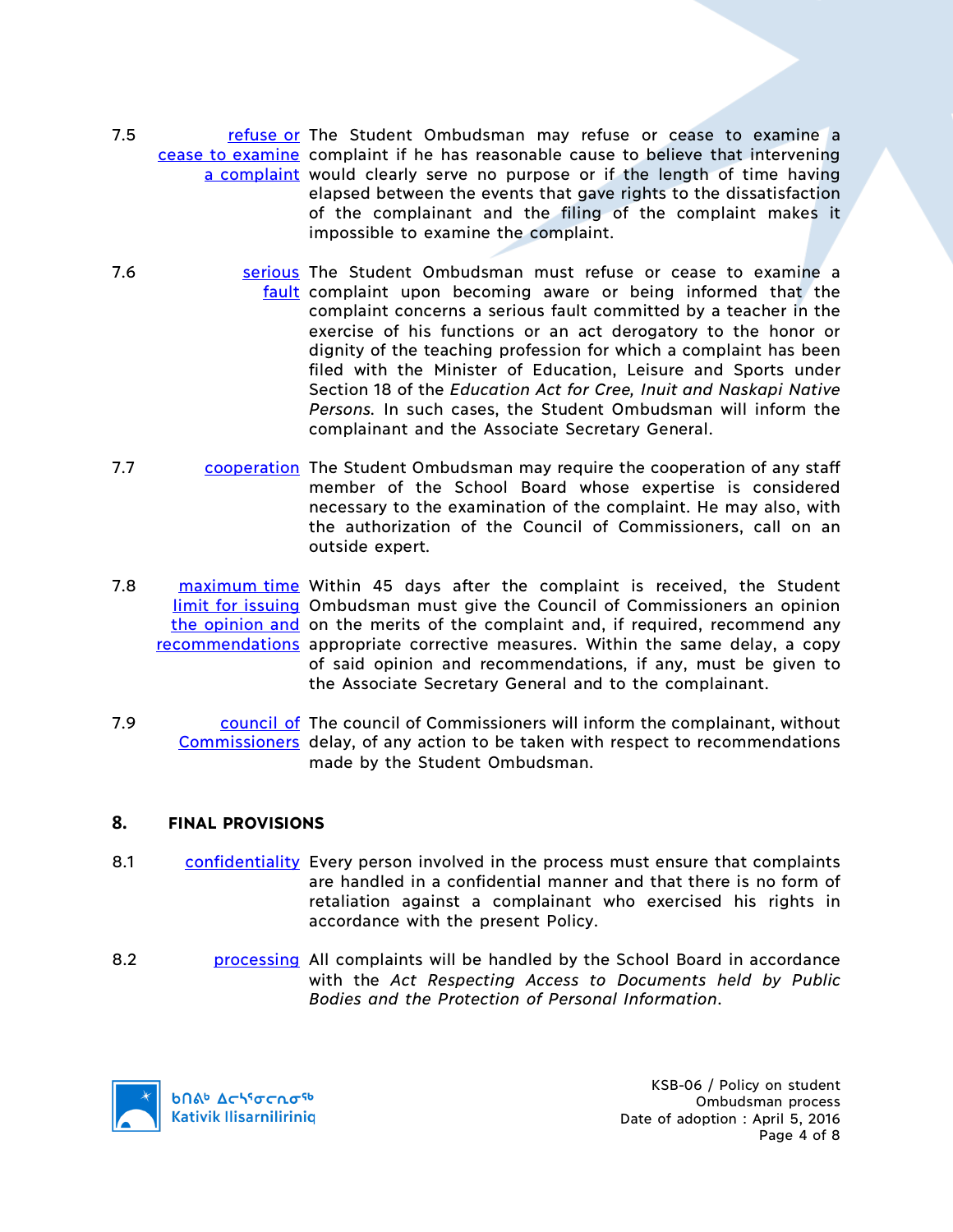7.5 refuse or cease to examine a complaint — The Student Ombudsman may refuse or cease to examine a complaint if he has reasonable cause to believe that intervening would clearly serve no purpose or if the length of time having elapsed between the events that gave rights to the dissatisfaction of the complainant and the filing of the complaint makes it impossible to examine the complaint.

7.6 serious fault — The Student Ombudsman must refuse or cease to examine a complaint upon becoming aware or being informed that the complaint concerns a serious fault committed by a teacher in the exercise of his functions or an act derogatory to the honor or dignity of the teaching profession for which a complaint has been filed with the Minister of Education, Leisure and Sports under Section 18 of the *Education Act for Cree, Inuit and Naskapi Native Persons*. In such cases, the Student Ombudsman will inform the complainant and the Associate Secretary General.

7.7 cooperation — The Student Ombudsman may require the cooperation of any staff member of the School Board whose expertise is considered necessary to the examination of the complaint. He may also, with the authorization of the Council of Commissioners, call on an outside expert.

7.8 maximum time limit for issuing the opinion and recommendations — Within 45 days after the complaint is received, the Student Ombudsman must give the Council of Commissioners an opinion on the merits of the complaint and, if required, recommend any appropriate corrective measures. Within the same delay, a copy of said opinion and recommendations, if any, must be given to the Associate Secretary General and to the complainant.

7.9 council of Commissioners — The council of Commissioners will inform the complainant, without delay, of any action to be taken with respect to recommendations made by the Student Ombudsman.

## 8. FINAL PROVISIONS

8.1 confidentiality — Every person involved in the process must ensure that complaints are handled in a confidential manner and that there is no form of retaliation against a complainant who exercised his rights in accordance with the present Policy.

8.2 processing — All complaints will be handled by the School Board in accordance with the *Act Respecting Access to Documents held by Public Bodies and the Protection of Personal Information*.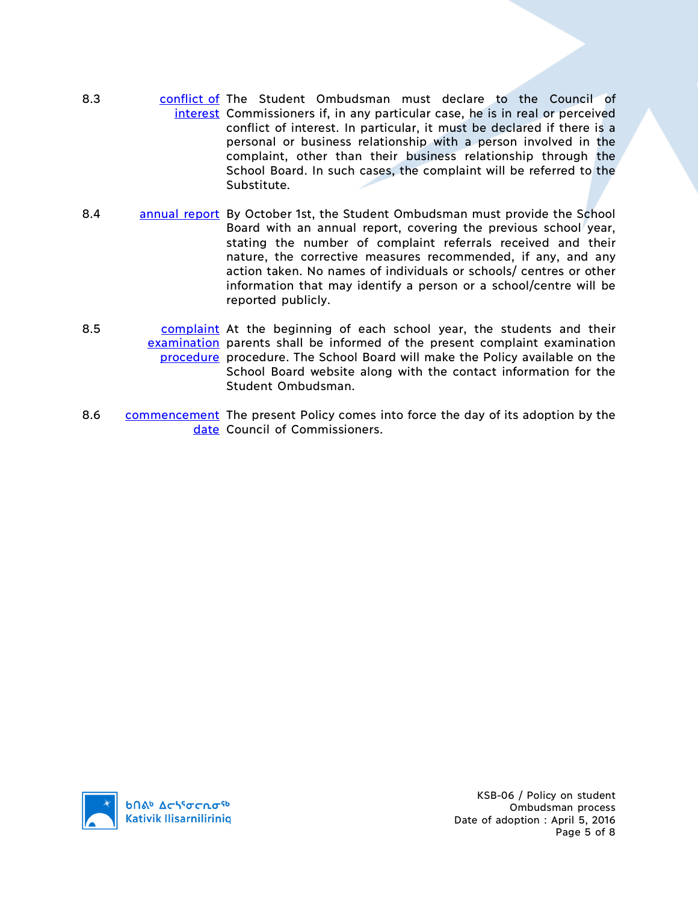8.3 **conflict of interest** The Student Ombudsman must declare to the Council of Commissioners if, in any particular case, he is in real or perceived conflict of interest. In particular, it must be declared if there is a personal or business relationship with a person involved in the complaint, other than their business relationship through the School Board. In such cases, the complaint will be referred to the Substitute.

8.4 **annual report** By October 1st, the Student Ombudsman must provide the School Board with an annual report, covering the previous school year, stating the number of complaint referrals received and their nature, the corrective measures recommended, if any, and any action taken. No names of individuals or schools/ centres or other information that may identify a person or a school/centre will be reported publicly.

8.5 **complaint examination procedure** At the beginning of each school year, the students and their parents shall be informed of the present complaint examination procedure. The School Board will make the Policy available on the School Board website along with the contact information for the Student Ombudsman.

8.6 **commencement date** The present Policy comes into force the day of its adoption by the Council of Commissioners.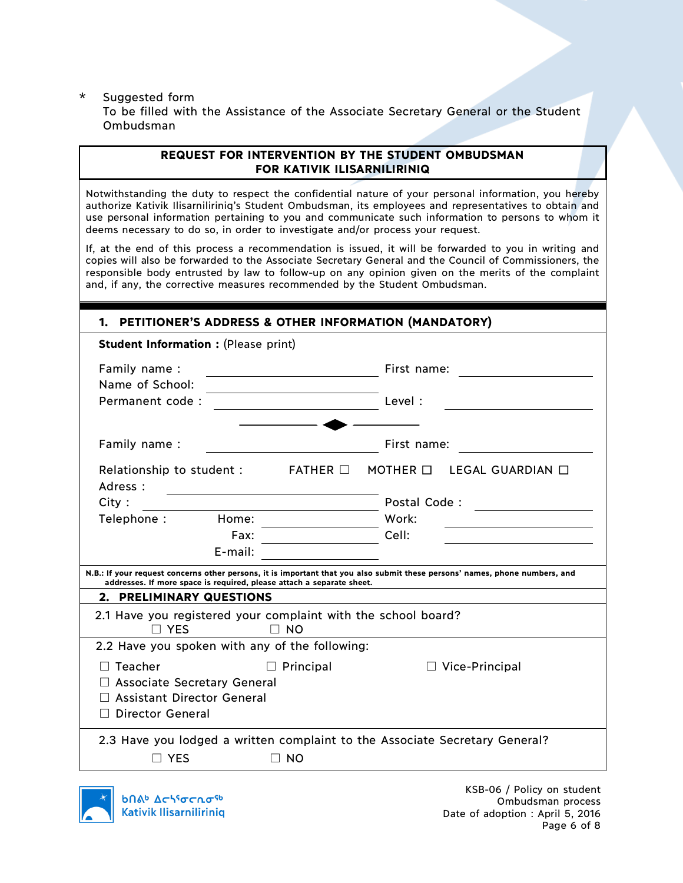\* Suggested form
To be filled with the Assistance of the Associate Secretary General or the Student Ombudsman

## REQUEST FOR INTERVENTION BY THE STUDENT OMBUDSMAN FOR KATIVIK ILISARNILIRINIQ

Notwithstanding the duty to respect the confidential nature of your personal information, you hereby authorize Kativik Ilisarniliriniq's Student Ombudsman, its employees and representatives to obtain and use personal information pertaining to you and communicate such information to persons to whom it deems necessary to do so, in order to investigate and/or process your request.

If, at the end of this process a recommendation is issued, it will be forwarded to you in writing and copies will also be forwarded to the Associate Secretary General and the Council of Commissioners, the responsible body entrusted by law to follow-up on any opinion given on the merits of the complaint and, if any, the corrective measures recommended by the Student Ombudsman.

### 1. PETITIONER'S ADDRESS & OTHER INFORMATION (MANDATORY)

**Student Information :** (Please print)

Family name : ______________________ First name: ______________________

Name of School: ______________________

Permanent code : ______________________ Level : ______________________

---

Family name : ______________________ First name: ______________________

Relationship to student : FATHER ☐ MOTHER ☐ LEGAL GUARDIAN ☐

Adress : ______________________

City : ______________________ Postal Code : ______________________

Telephone : Home: ______________________ Work: ______________________

Fax: ______________________ Cell: ______________________

E-mail: ______________________

**N.B.: If your request concerns other persons, it is important that you also submit these persons' names, phone numbers, and addresses. If more space is required, please attach a separate sheet.**

### 2. PRELIMINARY QUESTIONS

2.1 Have you registered your complaint with the school board?

☐ YES ☐ NO

2.2 Have you spoken with any of the following:

☐ Teacher ☐ Principal ☐ Vice-Principal
☐ Associate Secretary General
☐ Assistant Director General
☐ Director General

2.3 Have you lodged a written complaint to the Associate Secretary General?

☐ YES ☐ NO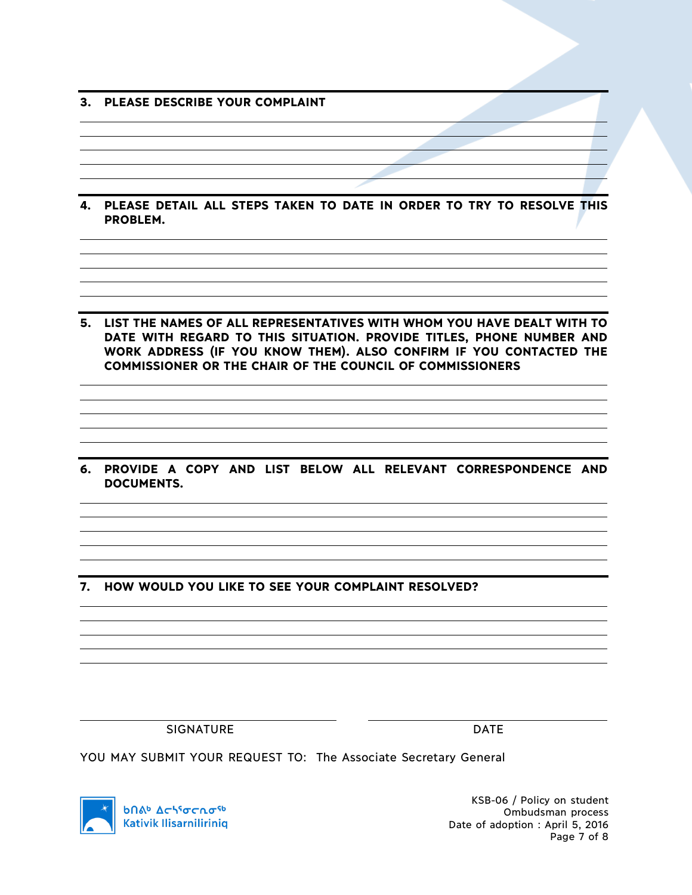**3. PLEASE DESCRIBE YOUR COMPLAINT**

**4. PLEASE DETAIL ALL STEPS TAKEN TO DATE IN ORDER TO TRY TO RESOLVE THIS PROBLEM.**

**5. LIST THE NAMES OF ALL REPRESENTATIVES WITH WHOM YOU HAVE DEALT WITH TO DATE WITH REGARD TO THIS SITUATION. PROVIDE TITLES, PHONE NUMBER AND WORK ADDRESS (IF YOU KNOW THEM). ALSO CONFIRM IF YOU CONTACTED THE COMMISSIONER OR THE CHAIR OF THE COUNCIL OF COMMISSIONERS**

**6. PROVIDE A COPY AND LIST BELOW ALL RELEVANT CORRESPONDENCE AND DOCUMENTS.**

**7. HOW WOULD YOU LIKE TO SEE YOUR COMPLAINT RESOLVED?**

SIGNATURE

DATE

YOU MAY SUBMIT YOUR REQUEST TO: The Associate Secretary General